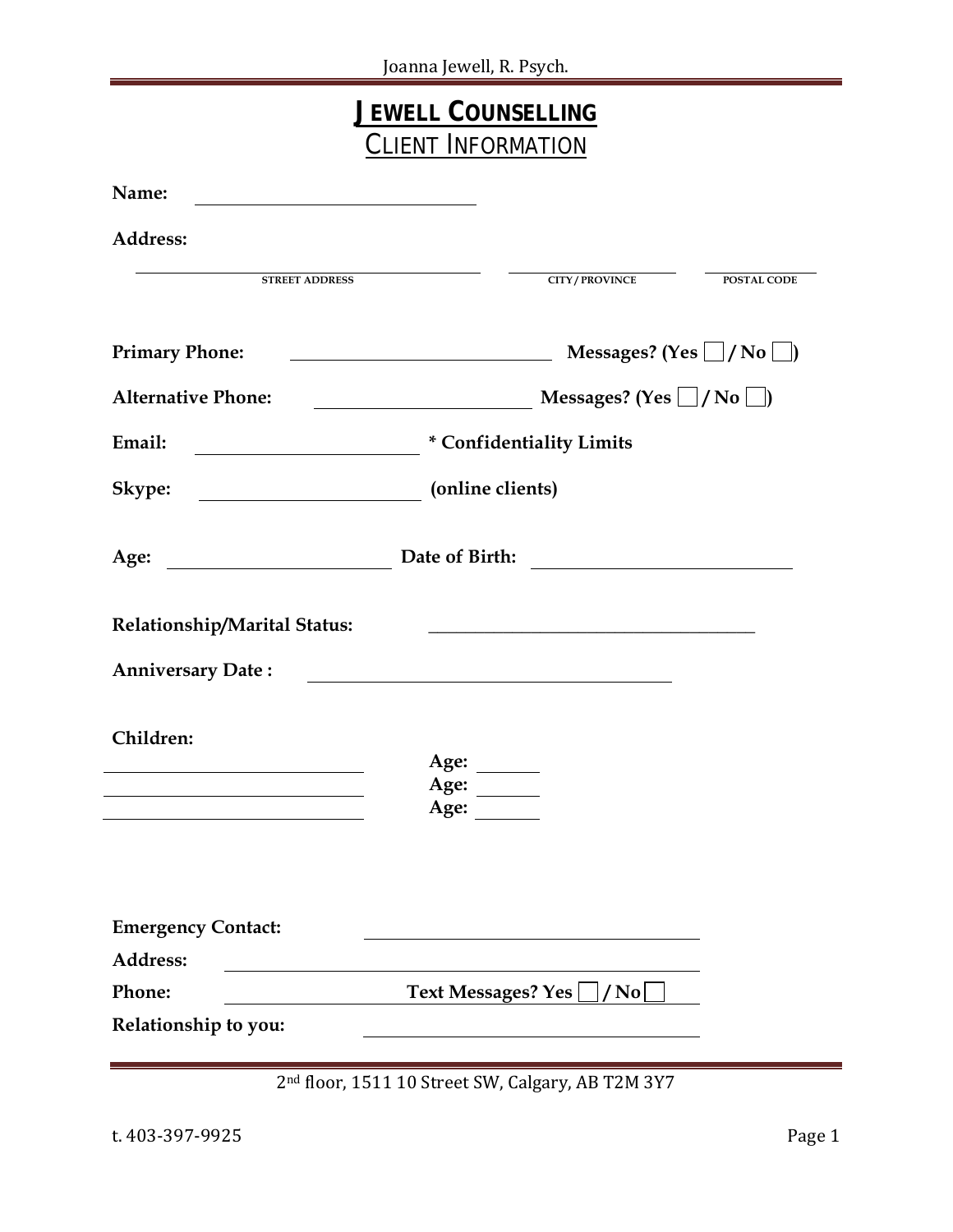# JEWELL COUNSELLING

## CLIENT INFORMATION

**Name:** ____________________________

**Address:**

______________________________________ ____________________ ____________
STREET ADDRESS CITY/PROVINCE POSTAL CODE

**Primary Phone:** ____________________________ **Messages? (Yes ☐ / No ☐)**

**Alternative Phone:** ______________________ **Messages? (Yes ☐ / No ☐)**

**Email:** ______________________ *** Confidentiality Limits**

**Skype:** ______________________ **(online clients)**

**Age:** ______________________ **Date of Birth:** ____________________________

**Relationship/Marital Status:** ____________________________________

**Anniversary Date :** ________________________________________

**Children:**

____________________________ **Age:** ______
____________________________ **Age:** ______
____________________________ **Age:** ______

**Emergency Contact:** ________________________________

**Address:** ________________________________________________

**Phone:** ____________________ **Text Messages? Yes ☐ / No ☐**

**Relationship to you:** ________________________________

2nd floor, 1511 10 Street SW, Calgary, AB T2M 3Y7

t. 403-397-9925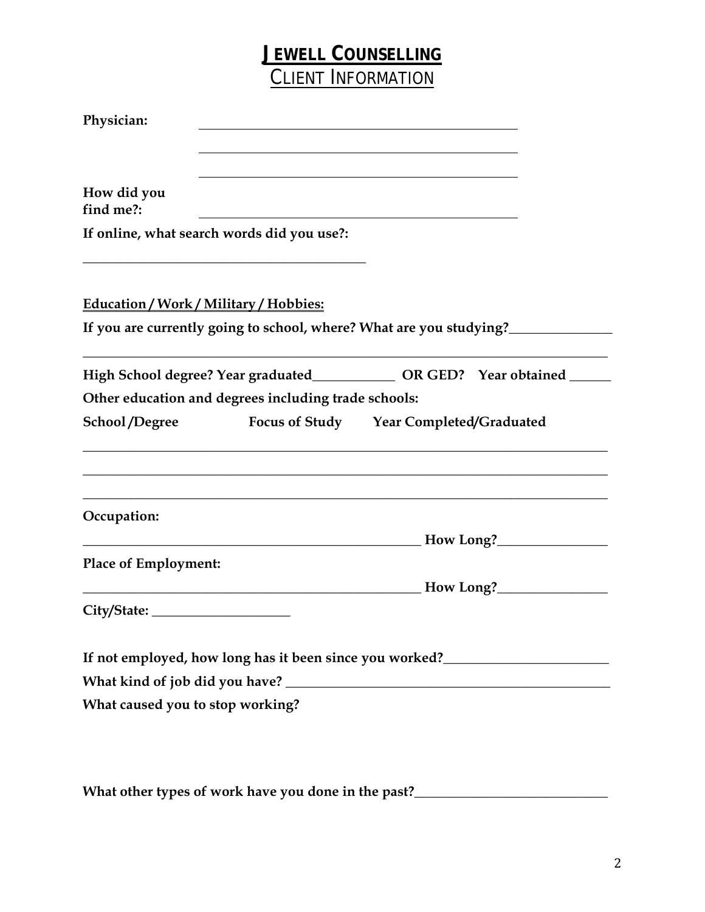# JEWELL COUNSELLING

## CLIENT INFORMATION

**Physician:** ______________________________________________

______________________________________________

______________________________________________

**How did you find me?:** ______________________________________________

**If online, what search words did you use?:**

__________________________________________

**Education / Work / Military / Hobbies:**

**If you are currently going to school, where? What are you studying?**_______________

_______________________________________________________________________________

**High School degree? Year graduated**____________ **OR GED? Year obtained** ______

**Other education and degrees including trade schools:**

**School /Degree** **Focus of Study** **Year Completed/Graduated**

_______________________________________________________________________________

_______________________________________________________________________________

_______________________________________________________________________________

**Occupation:**

__________________________________________________ **How Long?**________________

**Place of Employment:**

__________________________________________________ **How Long?**________________

**City/State:** ____________________

**If not employed, how long has it been since you worked?**________________________

**What kind of job did you have?** _______________________________________________

**What caused you to stop working?**

**What other types of work have you done in the past?**____________________________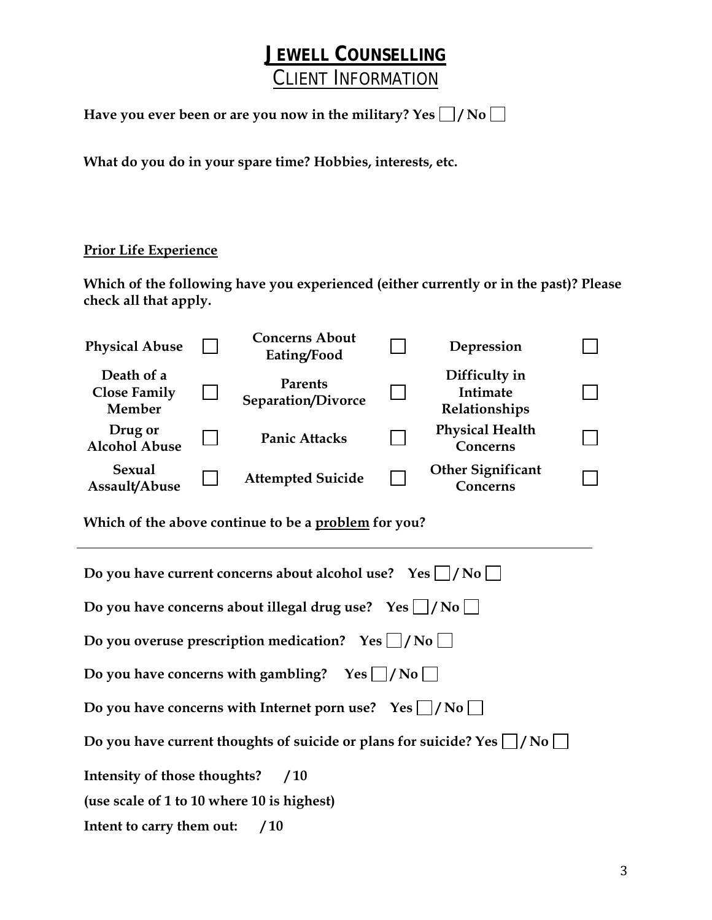# JEWELL COUNSELLING

## CLIENT INFORMATION

**Have you ever been or are you now in the military? Yes ☐ / No ☐**

**What do you do in your spare time? Hobbies, interests, etc.**

**Prior Life Experience**

**Which of the following have you experienced (either currently or in the past)? Please check all that apply.**

| | | | | | |
|---|---|---|---|---|---|
| **Physical Abuse** | ☐ | **Concerns About Eating/Food** | ☐ | **Depression** | ☐ |
| **Death of a Close Family Member** | ☐ | **Parents Separation/Divorce** | ☐ | **Difficulty in Intimate Relationships** | ☐ |
| **Drug or Alcohol Abuse** | ☐ | **Panic Attacks** | ☐ | **Physical Health Concerns** | ☐ |
| **Sexual Assault/Abuse** | ☐ | **Attempted Suicide** | ☐ | **Other Significant Concerns** | ☐ |

**Which of the above continue to be a problem for you?**

---

**Do you have current concerns about alcohol use? Yes ☐ / No ☐**

**Do you have concerns about illegal drug use? Yes ☐ / No ☐**

**Do you overuse prescription medication? Yes ☐ / No ☐**

**Do you have concerns with gambling? Yes ☐ / No ☐**

**Do you have concerns with Internet porn use? Yes ☐ / No ☐**

**Do you have current thoughts of suicide or plans for suicide? Yes ☐ / No ☐**

**Intensity of those thoughts? /10**

**(use scale of 1 to 10 where 10 is highest)**

**Intent to carry them out: /10**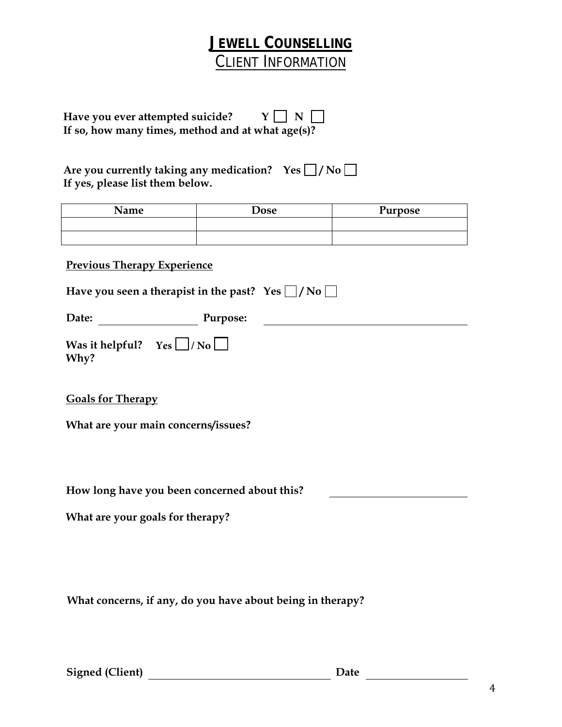# JEWELL COUNSELLING

## CLIENT INFORMATION

**Have you ever attempted suicide?** **Y** ☐ **N** ☐
**If so, how many times, method and at what age(s)?**

**Are you currently taking any medication?** **Yes** ☐ **/ No** ☐
**If yes, please list them below.**

| Name | Dose | Purpose |
|---|---|---|
| | | |
| | | |

**Previous Therapy Experience**

**Have you seen a therapist in the past?** **Yes** ☐ **/ No** ☐

**Date:** ______________ **Purpose:** ______________________________

**Was it helpful?** **Yes** ☐ **/ No** ☐
**Why?**

**Goals for Therapy**

**What are your main concerns/issues?**

**How long have you been concerned about this?** ______________________

**What are your goals for therapy?**

**What concerns, if any, do you have about being in therapy?**

**Signed (Client)** ____________________________ **Date** ______________